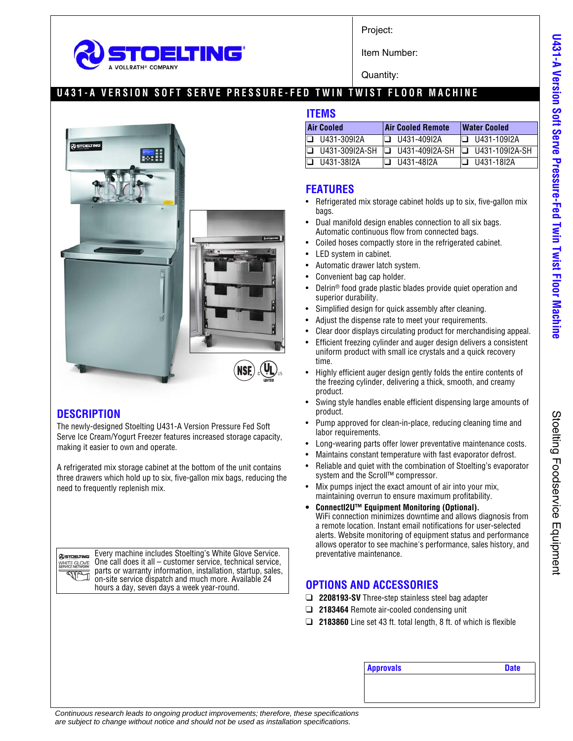Project:

Item Number:

Quantity:

# U431-A VERSION SOFT SERVE PRESSURE-FED TWIN TWIST FLOOR MACHINE

## ITEMS

| Air Cooled | Air Cooled Remote | Water Cooled |
|---|---|---|
| ❑ U431-309I2A | ❑ U431-409I2A | ❑ U431-109I2A |
| ❑ U431-309I2A-SH | ❑ U431-409I2A-SH | ❑ U431-109I2A-SH |
| ❑ U431-38I2A | ❑ U431-48I2A | ❑ U431-18I2A |

## DESCRIPTION

The newly-designed Stoelting U431-A Version Pressure Fed Soft Serve Ice Cream/Yogurt Freezer features increased storage capacity, making it easier to own and operate.

A refrigerated mix storage cabinet at the bottom of the unit contains three drawers which hold up to six, five-gallon mix bags, reducing the need to frequently replenish mix.

Every machine includes Stoelting's White Glove Service. One call does it all – customer service, technical service, parts or warranty information, installation, startup, sales, on-site service dispatch and much more. Available 24 hours a day, seven days a week year-round.

## FEATURES

- Refrigerated mix storage cabinet holds up to six, five-gallon mix bags.
- Dual manifold design enables connection to all six bags. Automatic continuous flow from connected bags.
- Coiled hoses compactly store in the refrigerated cabinet.
- LED system in cabinet.
- Automatic drawer latch system.
- Convenient bag cap holder.
- Delrin® food grade plastic blades provide quiet operation and superior durability.
- Simplified design for quick assembly after cleaning.
- Adjust the dispense rate to meet your requirements.
- Clear door displays circulating product for merchandising appeal.
- Efficient freezing cylinder and auger design delivers a consistent uniform product with small ice crystals and a quick recovery time.
- Highly efficient auger design gently folds the entire contents of the freezing cylinder, delivering a thick, smooth, and creamy product.
- Swing style handles enable efficient dispensing large amounts of product.
- Pump approved for clean-in-place, reducing cleaning time and labor requirements.
- Long-wearing parts offer lower preventative maintenance costs.
- Maintains constant temperature with fast evaporator defrost.
- Reliable and quiet with the combination of Stoelting's evaporator system and the Scroll™ compressor.
- Mix pumps inject the exact amount of air into your mix, maintaining overrun to ensure maximum profitability.
- **ConnectI2U™ Equipment Monitoring (Optional).** WiFi connection minimizes downtime and allows diagnosis from a remote location. Instant email notifications for user-selected alerts. Website monitoring of equipment status and performance allows operator to see machine's performance, sales history, and preventative maintenance.

## OPTIONS AND ACCESSORIES

❑ **2208193-SV** Three-step stainless steel bag adapter

❑ **2183464** Remote air-cooled condensing unit

❑ **2183860** Line set 43 ft. total length, 8 ft. of which is flexible

| Approvals | Date |
|---|---|
| | |

*Continuous research leads to ongoing product improvements; therefore, these specifications are subject to change without notice and should not be used as installation specifications.*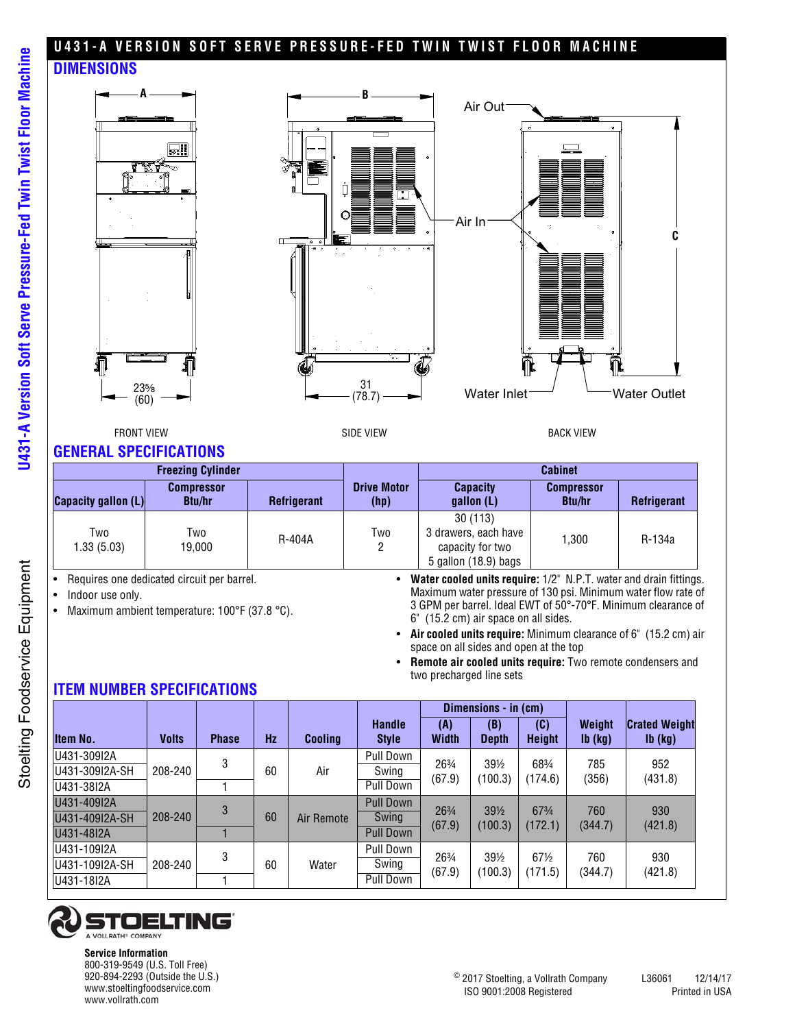# U431-A VERSION SOFT SERVE PRESSURE-FED TWIN TWIST FLOOR MACHINE

## DIMENSIONS

A

B

Air Out

Air In

C

23⅝
(60)

31
(78.7)

Water Inlet

Water Outlet

FRONT VIEW

SIDE VIEW

BACK VIEW

## GENERAL SPECIFICATIONS

| Freezing Cylinder | | | Drive Motor (hp) | Cabinet | | |
|---|---|---|---|---|---|---|
| Capacity gallon (L) | Compressor Btu/hr | Refrigerant | | Capacity gallon (L) | Compressor Btu/hr | Refrigerant |
| Two 1.33 (5.03) | Two 19,000 | R-404A | Two 2 | 30 (113) 3 drawers, each have capacity for two 5 gallon (18.9) bags | 1,300 | R-134a |

- Requires one dedicated circuit per barrel.
- Indoor use only.
- Maximum ambient temperature: 100°F (37.8 °C).
- **Water cooled units require:** 1/2" N.P.T. water and drain fittings. Maximum water pressure of 130 psi. Minimum water flow rate of 3 GPM per barrel. Ideal EWT of 50°-70°F. Minimum clearance of 6" (15.2 cm) air space on all sides.
- **Air cooled units require:** Minimum clearance of 6" (15.2 cm) air space on all sides and open at the top
- **Remote air cooled units require:** Two remote condensers and two precharged line sets

## ITEM NUMBER SPECIFICATIONS

| Item No. | Volts | Phase | Hz | Cooling | Handle Style | (A) Width | (B) Depth | (C) Height | Weight lb (kg) | Crated Weight lb (kg) |
|---|---|---|---|---|---|---|---|---|---|---|
| | | | | | | Dimensions - in (cm) | | | | |
| U431-309I2A | 208-240 | 3 | 60 | Air | Pull Down | 26¾ (67.9) | 39½ (100.3) | 68¾ (174.6) | 785 (356) | 952 (431.8) |
| U431-309I2A-SH | | | | | Swing | | | | | |
| U431-38I2A | | 1 | | | Pull Down | | | | | |
| U431-409I2A | 208-240 | 3 | 60 | Air Remote | Pull Down | 26¾ (67.9) | 39½ (100.3) | 67¾ (172.1) | 760 (344.7) | 930 (421.8) |
| U431-409I2A-SH | | | | | Swing | | | | | |
| U431-48I2A | | 1 | | | Pull Down | | | | | |
| U431-109I2A | 208-240 | 3 | 60 | Water | Pull Down | 26¾ (67.9) | 39½ (100.3) | 67½ (171.5) | 760 (344.7) | 930 (421.8) |
| U431-109I2A-SH | | | | | Swing | | | | | |
| U431-18I2A | | 1 | | | Pull Down | | | | | |

STOELTING A VOLLRATH® COMPANY

**Service Information**
800-319-9549 (U.S. Toll Free)
920-894-2293 (Outside the U.S.)
www.stoeltingfoodservice.com
www.vollrath.com

© 2017 Stoelting, a Vollrath Company
ISO 9001:2008 Registered

L36061 12/14/17
Printed in USA